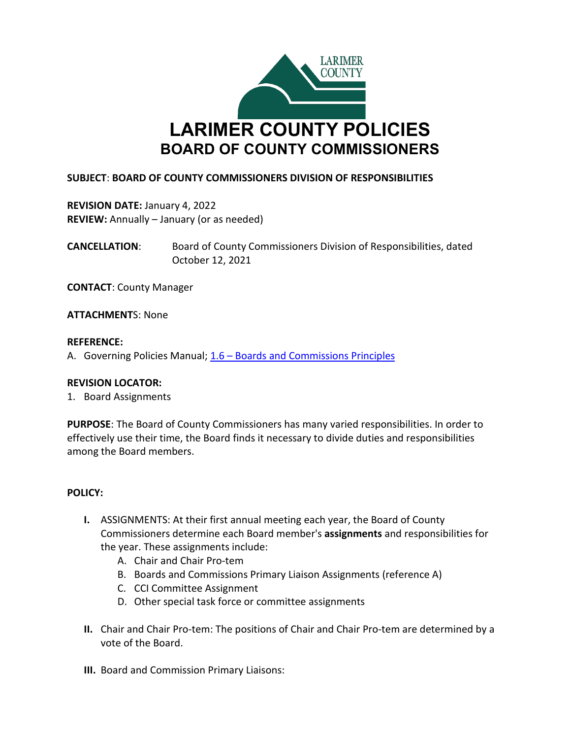# LARIMER COUNTY POLICIES
## BOARD OF COUNTY COMMISSIONERS

**SUBJECT**: **BOARD OF COUNTY COMMISSIONERS DIVISION OF RESPONSIBILITIES**

**REVISION DATE:** January 4, 2022
**REVIEW:** Annually – January (or as needed)

**CANCELLATION**: Board of County Commissioners Division of Responsibilities, dated October 12, 2021

**CONTACT**: County Manager

**ATTACHMENTS**: None

**REFERENCE:**
A. Governing Policies Manual; 1.6 – Boards and Commissions Principles

**REVISION LOCATOR:**
1. Board Assignments

**PURPOSE**: The Board of County Commissioners has many varied responsibilities. In order to effectively use their time, the Board finds it necessary to divide duties and responsibilities among the Board members.

**POLICY:**

**I.** ASSIGNMENTS: At their first annual meeting each year, the Board of County Commissioners determine each Board member's **assignments** and responsibilities for the year. These assignments include:
   A. Chair and Chair Pro-tem
   B. Boards and Commissions Primary Liaison Assignments (reference A)
   C. CCI Committee Assignment
   D. Other special task force or committee assignments

**II.** Chair and Chair Pro-tem: The positions of Chair and Chair Pro-tem are determined by a vote of the Board.

**III.** Board and Commission Primary Liaisons: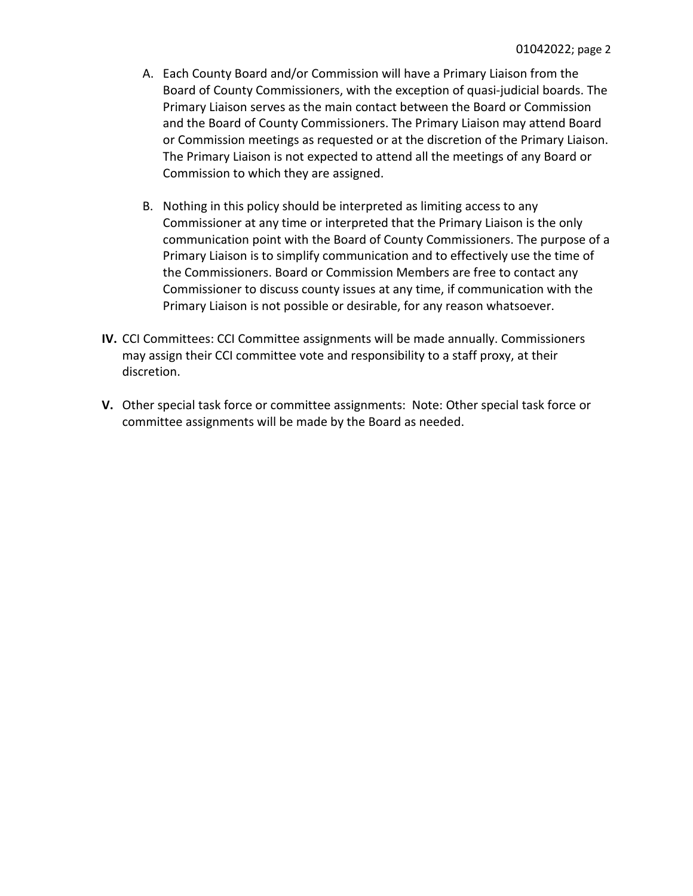A. Each County Board and/or Commission will have a Primary Liaison from the Board of County Commissioners, with the exception of quasi-judicial boards. The Primary Liaison serves as the main contact between the Board or Commission and the Board of County Commissioners. The Primary Liaison may attend Board or Commission meetings as requested or at the discretion of the Primary Liaison. The Primary Liaison is not expected to attend all the meetings of any Board or Commission to which they are assigned.

B. Nothing in this policy should be interpreted as limiting access to any Commissioner at any time or interpreted that the Primary Liaison is the only communication point with the Board of County Commissioners. The purpose of a Primary Liaison is to simplify communication and to effectively use the time of the Commissioners. Board or Commission Members are free to contact any Commissioner to discuss county issues at any time, if communication with the Primary Liaison is not possible or desirable, for any reason whatsoever.

**IV.** CCI Committees: CCI Committee assignments will be made annually. Commissioners may assign their CCI committee vote and responsibility to a staff proxy, at their discretion.

**V.** Other special task force or committee assignments: Note: Other special task force or committee assignments will be made by the Board as needed.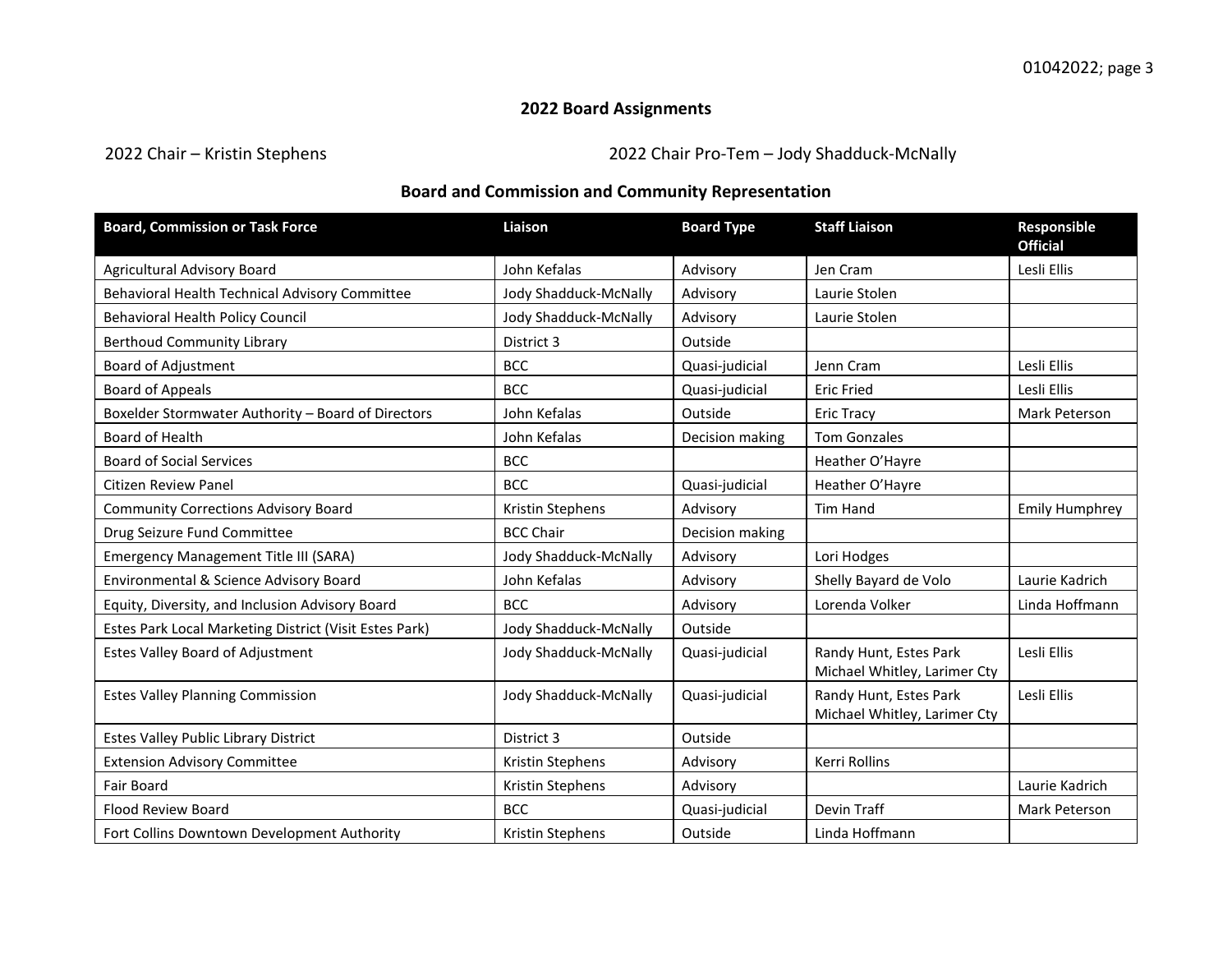## 2022 Board Assignments

2022 Chair – Kristin Stephens

2022 Chair Pro-Tem – Jody Shadduck-McNally

### Board and Commission and Community Representation

| Board, Commission or Task Force | Liaison | Board Type | Staff Liaison | Responsible Official |
|---|---|---|---|---|
| Agricultural Advisory Board | John Kefalas | Advisory | Jen Cram | Lesli Ellis |
| Behavioral Health Technical Advisory Committee | Jody Shadduck-McNally | Advisory | Laurie Stolen | |
| Behavioral Health Policy Council | Jody Shadduck-McNally | Advisory | Laurie Stolen | |
| Berthoud Community Library | District 3 | Outside | | |
| Board of Adjustment | BCC | Quasi-judicial | Jenn Cram | Lesli Ellis |
| Board of Appeals | BCC | Quasi-judicial | Eric Fried | Lesli Ellis |
| Boxelder Stormwater Authority – Board of Directors | John Kefalas | Outside | Eric Tracy | Mark Peterson |
| Board of Health | John Kefalas | Decision making | Tom Gonzales | |
| Board of Social Services | BCC | | Heather O'Hayre | |
| Citizen Review Panel | BCC | Quasi-judicial | Heather O'Hayre | |
| Community Corrections Advisory Board | Kristin Stephens | Advisory | Tim Hand | Emily Humphrey |
| Drug Seizure Fund Committee | BCC Chair | Decision making | | |
| Emergency Management Title III (SARA) | Jody Shadduck-McNally | Advisory | Lori Hodges | |
| Environmental & Science Advisory Board | John Kefalas | Advisory | Shelly Bayard de Volo | Laurie Kadrich |
| Equity, Diversity, and Inclusion Advisory Board | BCC | Advisory | Lorenda Volker | Linda Hoffmann |
| Estes Park Local Marketing District (Visit Estes Park) | Jody Shadduck-McNally | Outside | | |
| Estes Valley Board of Adjustment | Jody Shadduck-McNally | Quasi-judicial | Randy Hunt, Estes Park Michael Whitley, Larimer Cty | Lesli Ellis |
| Estes Valley Planning Commission | Jody Shadduck-McNally | Quasi-judicial | Randy Hunt, Estes Park Michael Whitley, Larimer Cty | Lesli Ellis |
| Estes Valley Public Library District | District 3 | Outside | | |
| Extension Advisory Committee | Kristin Stephens | Advisory | Kerri Rollins | |
| Fair Board | Kristin Stephens | Advisory | | Laurie Kadrich |
| Flood Review Board | BCC | Quasi-judicial | Devin Traff | Mark Peterson |
| Fort Collins Downtown Development Authority | Kristin Stephens | Outside | Linda Hoffmann | |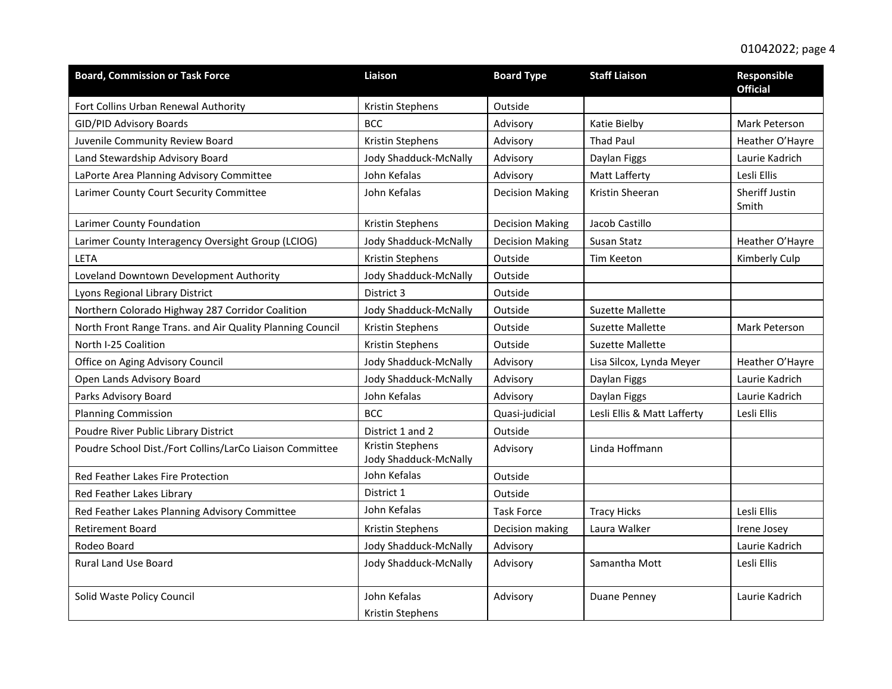| Board, Commission or Task Force | Liaison | Board Type | Staff Liaison | Responsible Official |
| --- | --- | --- | --- | --- |
| Fort Collins Urban Renewal Authority | Kristin Stephens | Outside | | |
| GID/PID Advisory Boards | BCC | Advisory | Katie Bielby | Mark Peterson |
| Juvenile Community Review Board | Kristin Stephens | Advisory | Thad Paul | Heather O'Hayre |
| Land Stewardship Advisory Board | Jody Shadduck-McNally | Advisory | Daylan Figgs | Laurie Kadrich |
| LaPorte Area Planning Advisory Committee | John Kefalas | Advisory | Matt Lafferty | Lesli Ellis |
| Larimer County Court Security Committee | John Kefalas | Decision Making | Kristin Sheeran | Sheriff Justin Smith |
| Larimer County Foundation | Kristin Stephens | Decision Making | Jacob Castillo | |
| Larimer County Interagency Oversight Group (LCIOG) | Jody Shadduck-McNally | Decision Making | Susan Statz | Heather O'Hayre |
| LETA | Kristin Stephens | Outside | Tim Keeton | Kimberly Culp |
| Loveland Downtown Development Authority | Jody Shadduck-McNally | Outside | | |
| Lyons Regional Library District | District 3 | Outside | | |
| Northern Colorado Highway 287 Corridor Coalition | Jody Shadduck-McNally | Outside | Suzette Mallette | |
| North Front Range Trans. and Air Quality Planning Council | Kristin Stephens | Outside | Suzette Mallette | Mark Peterson |
| North I-25 Coalition | Kristin Stephens | Outside | Suzette Mallette | |
| Office on Aging Advisory Council | Jody Shadduck-McNally | Advisory | Lisa Silcox, Lynda Meyer | Heather O'Hayre |
| Open Lands Advisory Board | Jody Shadduck-McNally | Advisory | Daylan Figgs | Laurie Kadrich |
| Parks Advisory Board | John Kefalas | Advisory | Daylan Figgs | Laurie Kadrich |
| Planning Commission | BCC | Quasi-judicial | Lesli Ellis & Matt Lafferty | Lesli Ellis |
| Poudre River Public Library District | District 1 and 2 | Outside | | |
| Poudre School Dist./Fort Collins/LarCo Liaison Committee | Kristin Stephens<br>Jody Shadduck-McNally | Advisory | Linda Hoffmann | |
| Red Feather Lakes Fire Protection | John Kefalas | Outside | | |
| Red Feather Lakes Library | District 1 | Outside | | |
| Red Feather Lakes Planning Advisory Committee | John Kefalas | Task Force | Tracy Hicks | Lesli Ellis |
| Retirement Board | Kristin Stephens | Decision making | Laura Walker | Irene Josey |
| Rodeo Board | Jody Shadduck-McNally | Advisory | | Laurie Kadrich |
| Rural Land Use Board | Jody Shadduck-McNally | Advisory | Samantha Mott | Lesli Ellis |
| Solid Waste Policy Council | John Kefalas<br>Kristin Stephens | Advisory | Duane Penney | Laurie Kadrich |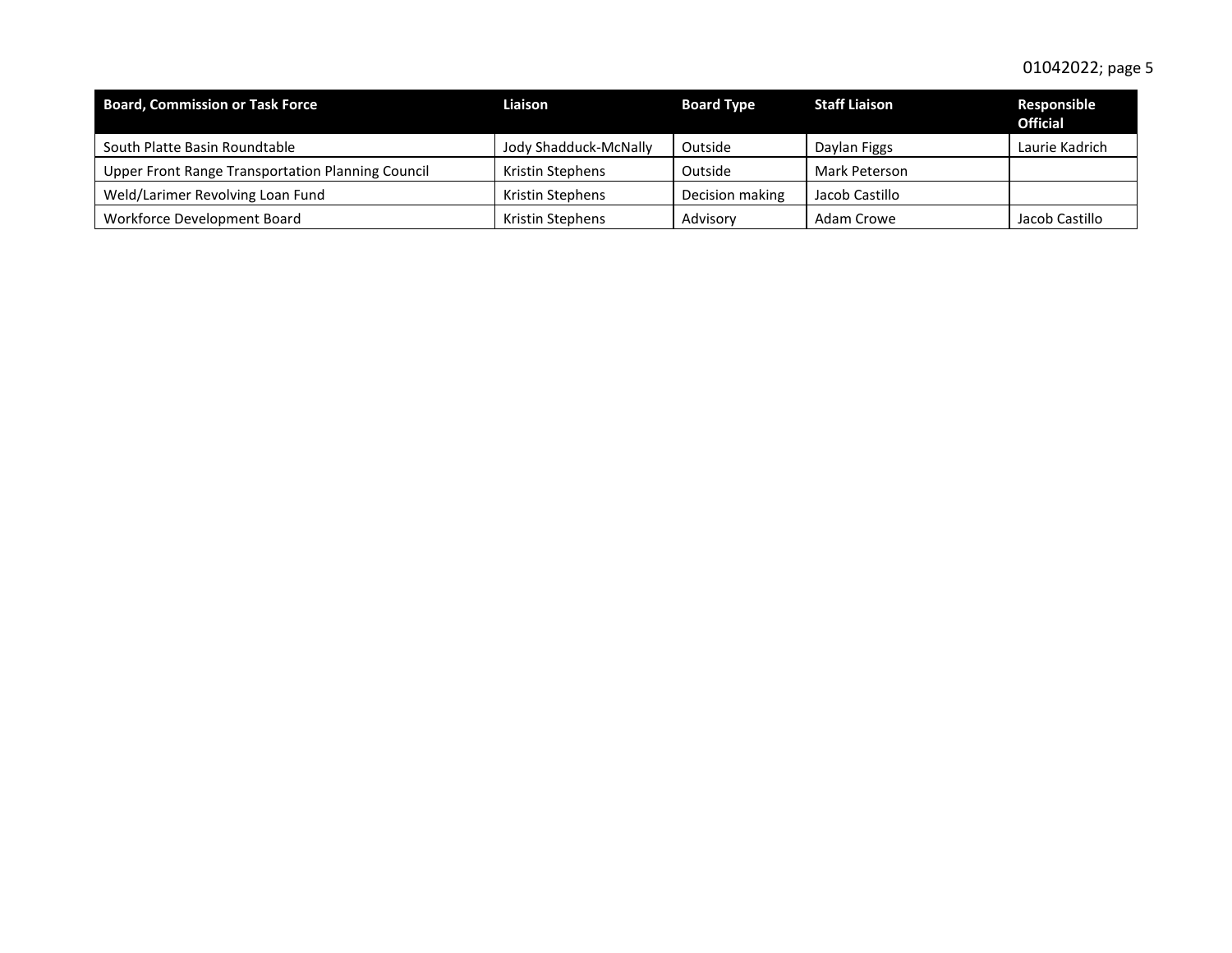| Board, Commission or Task Force | Liaison | Board Type | Staff Liaison | Responsible Official |
|---|---|---|---|---|
| South Platte Basin Roundtable | Jody Shadduck-McNally | Outside | Daylan Figgs | Laurie Kadrich |
| Upper Front Range Transportation Planning Council | Kristin Stephens | Outside | Mark Peterson | |
| Weld/Larimer Revolving Loan Fund | Kristin Stephens | Decision making | Jacob Castillo | |
| Workforce Development Board | Kristin Stephens | Advisory | Adam Crowe | Jacob Castillo |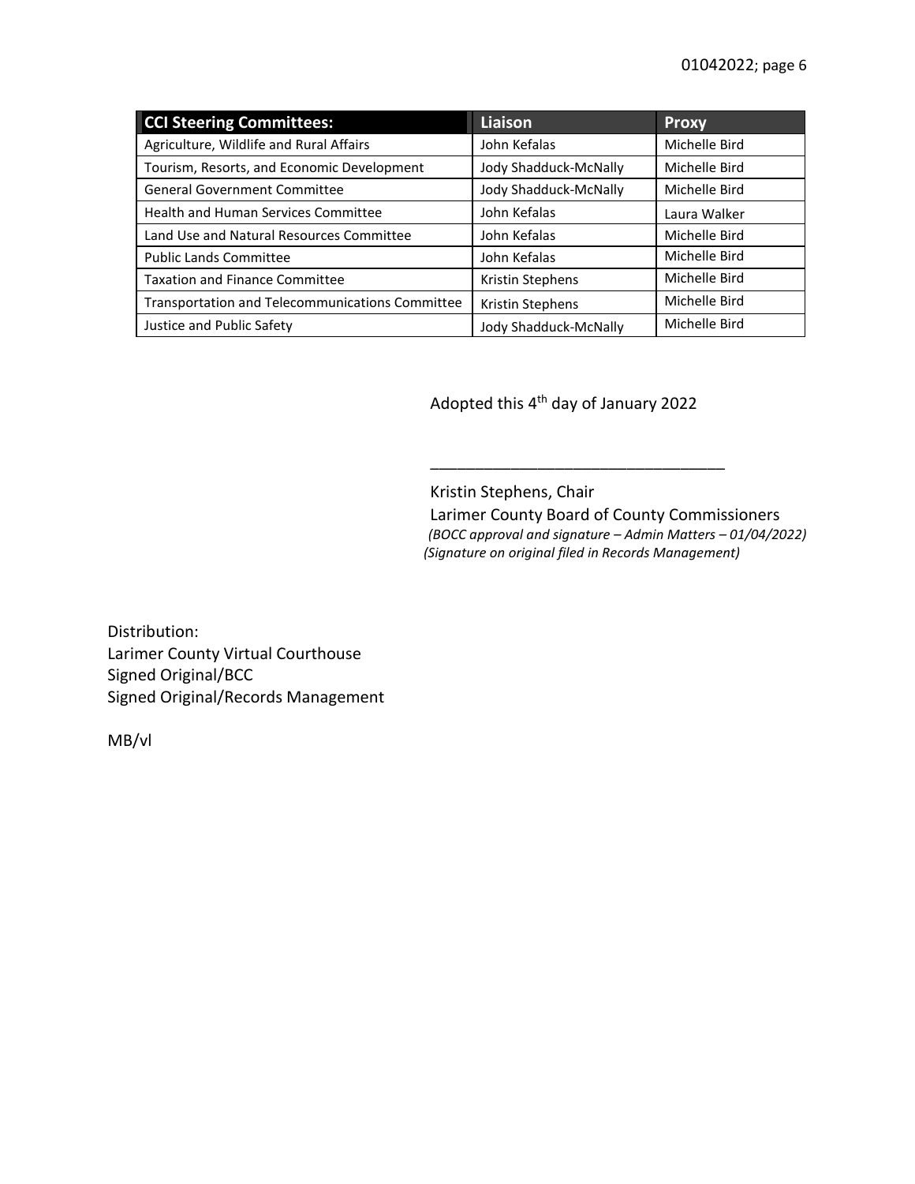| CCI Steering Committees: | Liaison | Proxy |
| --- | --- | --- |
| Agriculture, Wildlife and Rural Affairs | John Kefalas | Michelle Bird |
| Tourism, Resorts, and Economic Development | Jody Shadduck-McNally | Michelle Bird |
| General Government Committee | Jody Shadduck-McNally | Michelle Bird |
| Health and Human Services Committee | John Kefalas | Laura Walker |
| Land Use and Natural Resources Committee | John Kefalas | Michelle Bird |
| Public Lands Committee | John Kefalas | Michelle Bird |
| Taxation and Finance Committee | Kristin Stephens | Michelle Bird |
| Transportation and Telecommunications Committee | Kristin Stephens | Michelle Bird |
| Justice and Public Safety | Jody Shadduck-McNally | Michelle Bird |

Adopted this 4th day of January 2022

\_\_\_\_\_\_\_\_\_\_\_\_\_\_\_\_\_\_\_\_\_\_\_\_\_\_\_\_\_\_\_\_\_\_

Kristin Stephens, Chair
Larimer County Board of County Commissioners
*(BOCC approval and signature – Admin Matters – 01/04/2022)*
*(Signature on original filed in Records Management)*

Distribution:
Larimer County Virtual Courthouse
Signed Original/BCC
Signed Original/Records Management

MB/vl